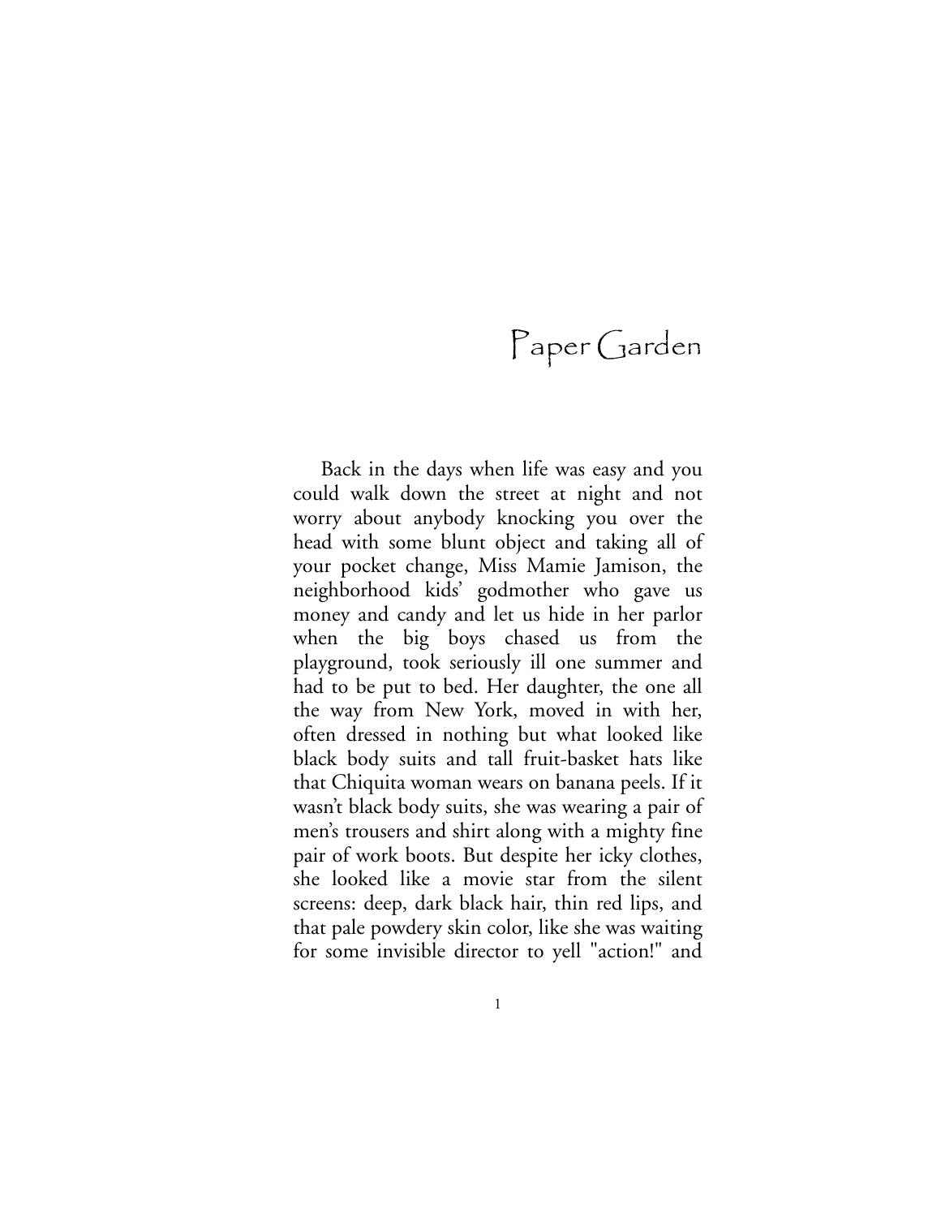# Paper Garden

Back in the days when life was easy and you could walk down the street at night and not worry about anybody knocking you over the head with some blunt object and taking all of your pocket change, Miss Mamie Jamison, the neighborhood kids' godmother who gave us money and candy and let us hide in her parlor when the big boys chased us from the playground, took seriously ill one summer and had to be put to bed. Her daughter, the one all the way from New York, moved in with her, often dressed in nothing but what looked like black body suits and tall fruit-basket hats like that Chiquita woman wears on banana peels. If it wasn't black body suits, she was wearing a pair of men's trousers and shirt along with a mighty fine pair of work boots. But despite her icky clothes, she looked like a movie star from the silent screens: deep, dark black hair, thin red lips, and that pale powdery skin color, like she was waiting for some invisible director to yell "action!" and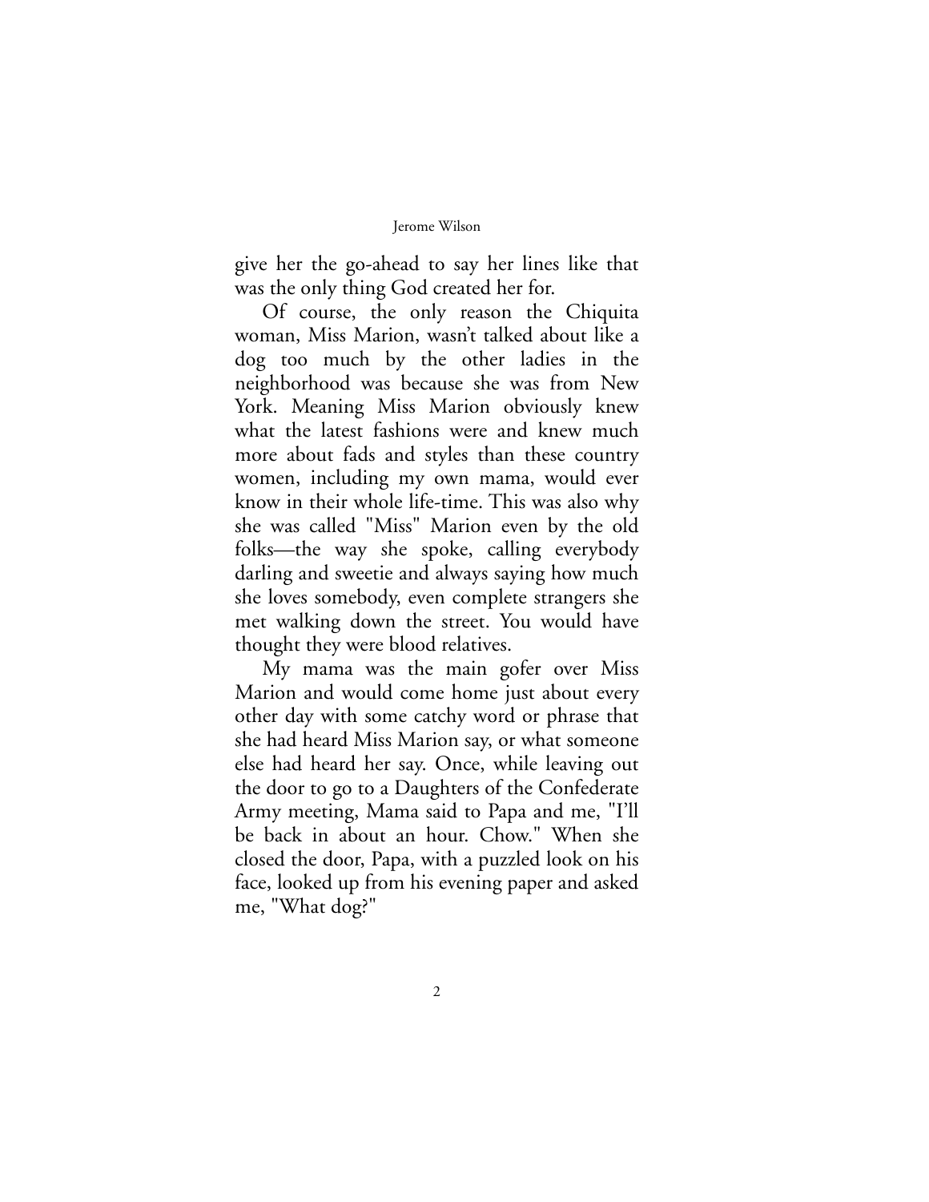give her the go-ahead to say her lines like that was the only thing God created her for.

Of course, the only reason the Chiquita woman, Miss Marion, wasn't talked about like a dog too much by the other ladies in the neighborhood was because she was from New York. Meaning Miss Marion obviously knew what the latest fashions were and knew much more about fads and styles than these country women, including my own mama, would ever know in their whole life-time. This was also why she was called "Miss" Marion even by the old folks—the way she spoke, calling everybody darling and sweetie and always saying how much she loves somebody, even complete strangers she met walking down the street. You would have thought they were blood relatives.

My mama was the main gofer over Miss Marion and would come home just about every other day with some catchy word or phrase that she had heard Miss Marion say, or what someone else had heard her say. Once, while leaving out the door to go to a Daughters of the Confederate Army meeting, Mama said to Papa and me, "I'll be back in about an hour. Chow." When she closed the door, Papa, with a puzzled look on his face, looked up from his evening paper and asked me, "What dog?"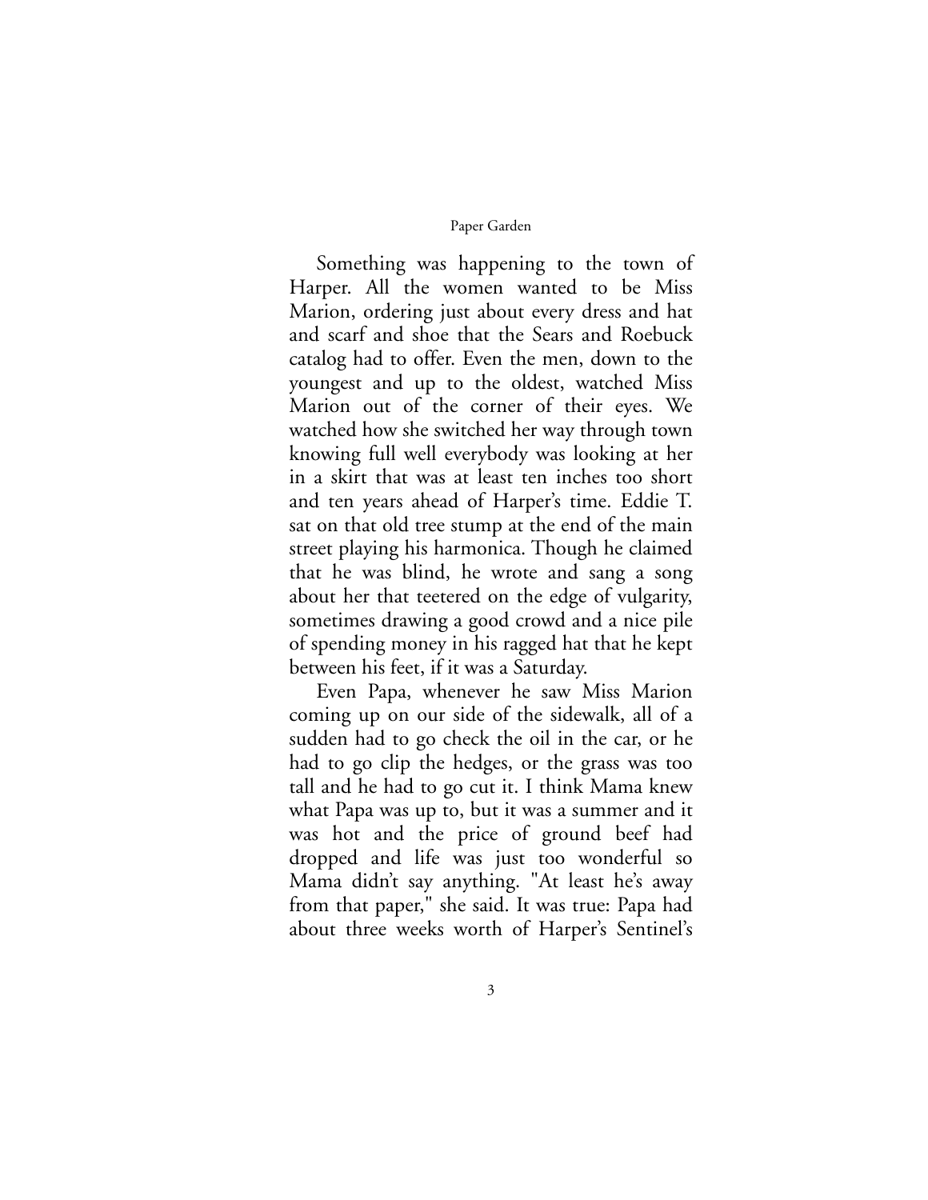Something was happening to the town of Harper. All the women wanted to be Miss Marion, ordering just about every dress and hat and scarf and shoe that the Sears and Roebuck catalog had to offer. Even the men, down to the youngest and up to the oldest, watched Miss Marion out of the corner of their eyes. We watched how she switched her way through town knowing full well everybody was looking at her in a skirt that was at least ten inches too short and ten years ahead of Harper's time. Eddie T. sat on that old tree stump at the end of the main street playing his harmonica. Though he claimed that he was blind, he wrote and sang a song about her that teetered on the edge of vulgarity, sometimes drawing a good crowd and a nice pile of spending money in his ragged hat that he kept between his feet, if it was a Saturday.

Even Papa, whenever he saw Miss Marion coming up on our side of the sidewalk, all of a sudden had to go check the oil in the car, or he had to go clip the hedges, or the grass was too tall and he had to go cut it. I think Mama knew what Papa was up to, but it was a summer and it was hot and the price of ground beef had dropped and life was just too wonderful so Mama didn't say anything. "At least he's away from that paper," she said. It was true: Papa had about three weeks worth of Harper's Sentinel's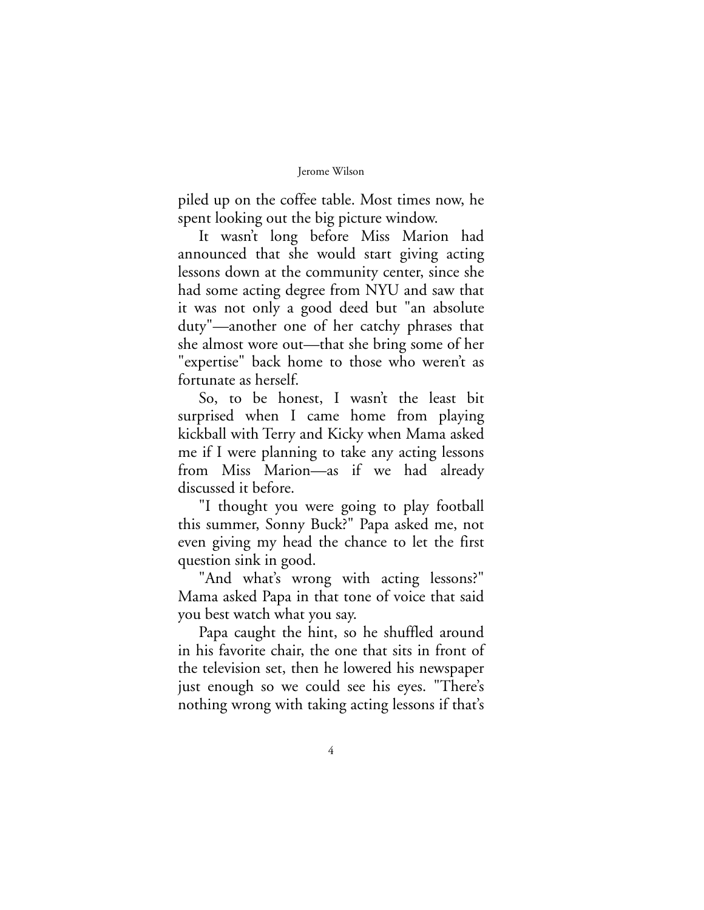piled up on the coffee table. Most times now, he spent looking out the big picture window.

It wasn't long before Miss Marion had announced that she would start giving acting lessons down at the community center, since she had some acting degree from NYU and saw that it was not only a good deed but "an absolute duty"—another one of her catchy phrases that she almost wore out—that she bring some of her "expertise" back home to those who weren't as fortunate as herself.

So, to be honest, I wasn't the least bit surprised when I came home from playing kickball with Terry and Kicky when Mama asked me if I were planning to take any acting lessons from Miss Marion—as if we had already discussed it before.

"I thought you were going to play football this summer, Sonny Buck?" Papa asked me, not even giving my head the chance to let the first question sink in good.

"And what's wrong with acting lessons?" Mama asked Papa in that tone of voice that said you best watch what you say.

Papa caught the hint, so he shuffled around in his favorite chair, the one that sits in front of the television set, then he lowered his newspaper just enough so we could see his eyes. "There's nothing wrong with taking acting lessons if that's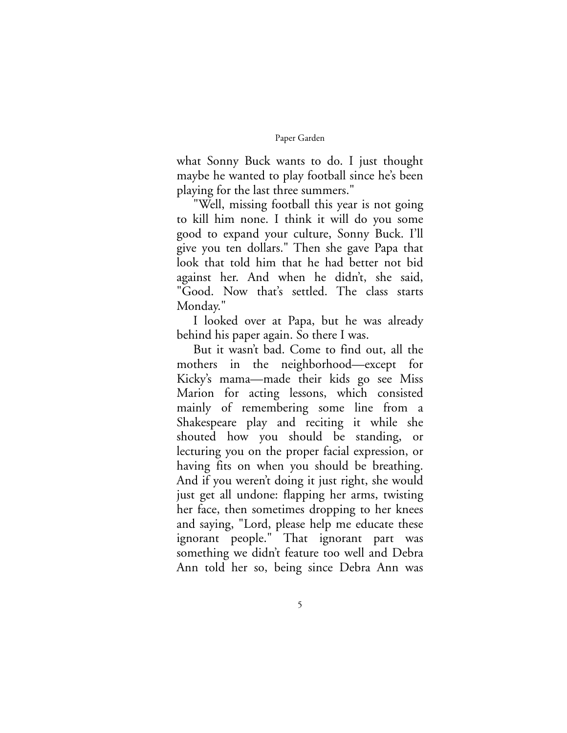what Sonny Buck wants to do. I just thought maybe he wanted to play football since he's been playing for the last three summers."

"Well, missing football this year is not going to kill him none. I think it will do you some good to expand your culture, Sonny Buck. I'll give you ten dollars." Then she gave Papa that look that told him that he had better not bid against her. And when he didn't, she said, "Good. Now that's settled. The class starts Monday."

I looked over at Papa, but he was already behind his paper again. So there I was.

But it wasn't bad. Come to find out, all the mothers in the neighborhood—except for Kicky's mama—made their kids go see Miss Marion for acting lessons, which consisted mainly of remembering some line from a Shakespeare play and reciting it while she shouted how you should be standing, or lecturing you on the proper facial expression, or having fits on when you should be breathing. And if you weren't doing it just right, she would just get all undone: flapping her arms, twisting her face, then sometimes dropping to her knees and saying, "Lord, please help me educate these ignorant people." That ignorant part was something we didn't feature too well and Debra Ann told her so, being since Debra Ann was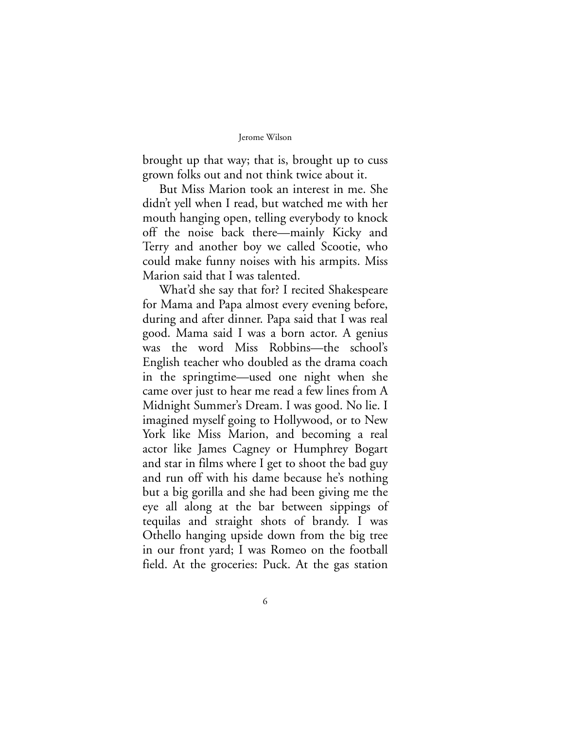brought up that way; that is, brought up to cuss grown folks out and not think twice about it.

But Miss Marion took an interest in me. She didn't yell when I read, but watched me with her mouth hanging open, telling everybody to knock off the noise back there—mainly Kicky and Terry and another boy we called Scootie, who could make funny noises with his armpits. Miss Marion said that I was talented.

What'd she say that for? I recited Shakespeare for Mama and Papa almost every evening before, during and after dinner. Papa said that I was real good. Mama said I was a born actor. A genius was the word Miss Robbins—the school's English teacher who doubled as the drama coach in the springtime—used one night when she came over just to hear me read a few lines from A Midnight Summer's Dream. I was good. No lie. I imagined myself going to Hollywood, or to New York like Miss Marion, and becoming a real actor like James Cagney or Humphrey Bogart and star in films where I get to shoot the bad guy and run off with his dame because he's nothing but a big gorilla and she had been giving me the eye all along at the bar between sippings of tequilas and straight shots of brandy. I was Othello hanging upside down from the big tree in our front yard; I was Romeo on the football field. At the groceries: Puck. At the gas station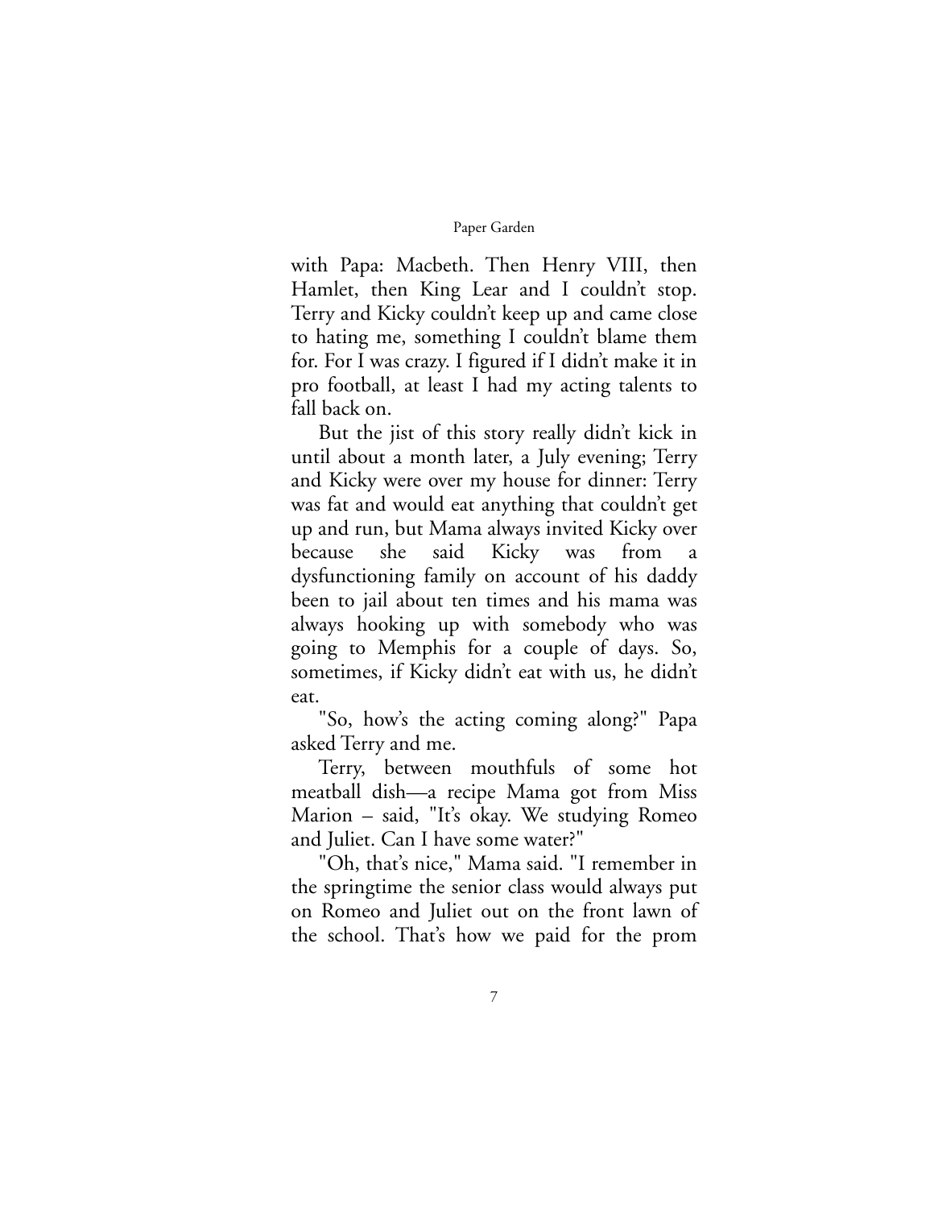with Papa: Macbeth. Then Henry VIII, then Hamlet, then King Lear and I couldn't stop. Terry and Kicky couldn't keep up and came close to hating me, something I couldn't blame them for. For I was crazy. I figured if I didn't make it in pro football, at least I had my acting talents to fall back on.

But the jist of this story really didn't kick in until about a month later, a July evening; Terry and Kicky were over my house for dinner: Terry was fat and would eat anything that couldn't get up and run, but Mama always invited Kicky over because she said Kicky was from a dysfunctioning family on account of his daddy been to jail about ten times and his mama was always hooking up with somebody who was going to Memphis for a couple of days. So, sometimes, if Kicky didn't eat with us, he didn't eat.

"So, how's the acting coming along?" Papa asked Terry and me.

Terry, between mouthfuls of some hot meatball dish—a recipe Mama got from Miss Marion – said, "It's okay. We studying Romeo and Juliet. Can I have some water?"

"Oh, that's nice," Mama said. "I remember in the springtime the senior class would always put on Romeo and Juliet out on the front lawn of the school. That's how we paid for the prom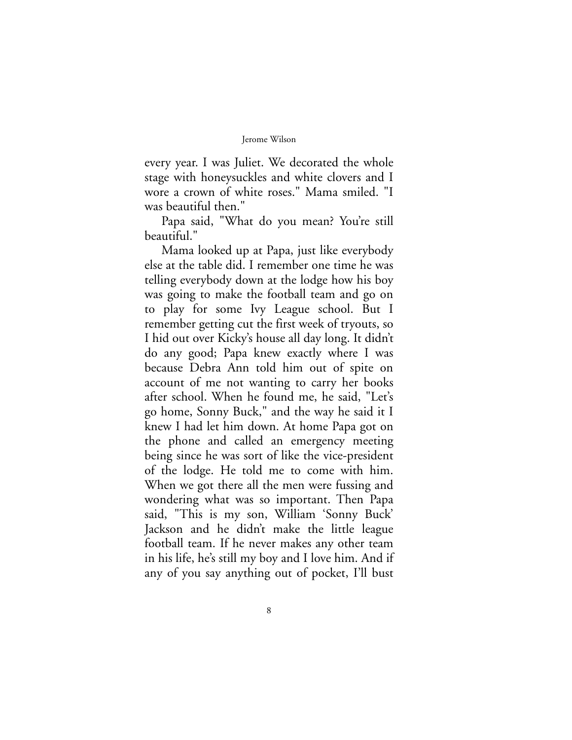every year. I was Juliet. We decorated the whole stage with honeysuckles and white clovers and I wore a crown of white roses." Mama smiled. "I was beautiful then."

Papa said, "What do you mean? You're still beautiful."

Mama looked up at Papa, just like everybody else at the table did. I remember one time he was telling everybody down at the lodge how his boy was going to make the football team and go on to play for some Ivy League school. But I remember getting cut the first week of tryouts, so I hid out over Kicky's house all day long. It didn't do any good; Papa knew exactly where I was because Debra Ann told him out of spite on account of me not wanting to carry her books after school. When he found me, he said, "Let's go home, Sonny Buck," and the way he said it I knew I had let him down. At home Papa got on the phone and called an emergency meeting being since he was sort of like the vice-president of the lodge. He told me to come with him. When we got there all the men were fussing and wondering what was so important. Then Papa said, "This is my son, William 'Sonny Buck' Jackson and he didn't make the little league football team. If he never makes any other team in his life, he's still my boy and I love him. And if any of you say anything out of pocket, I'll bust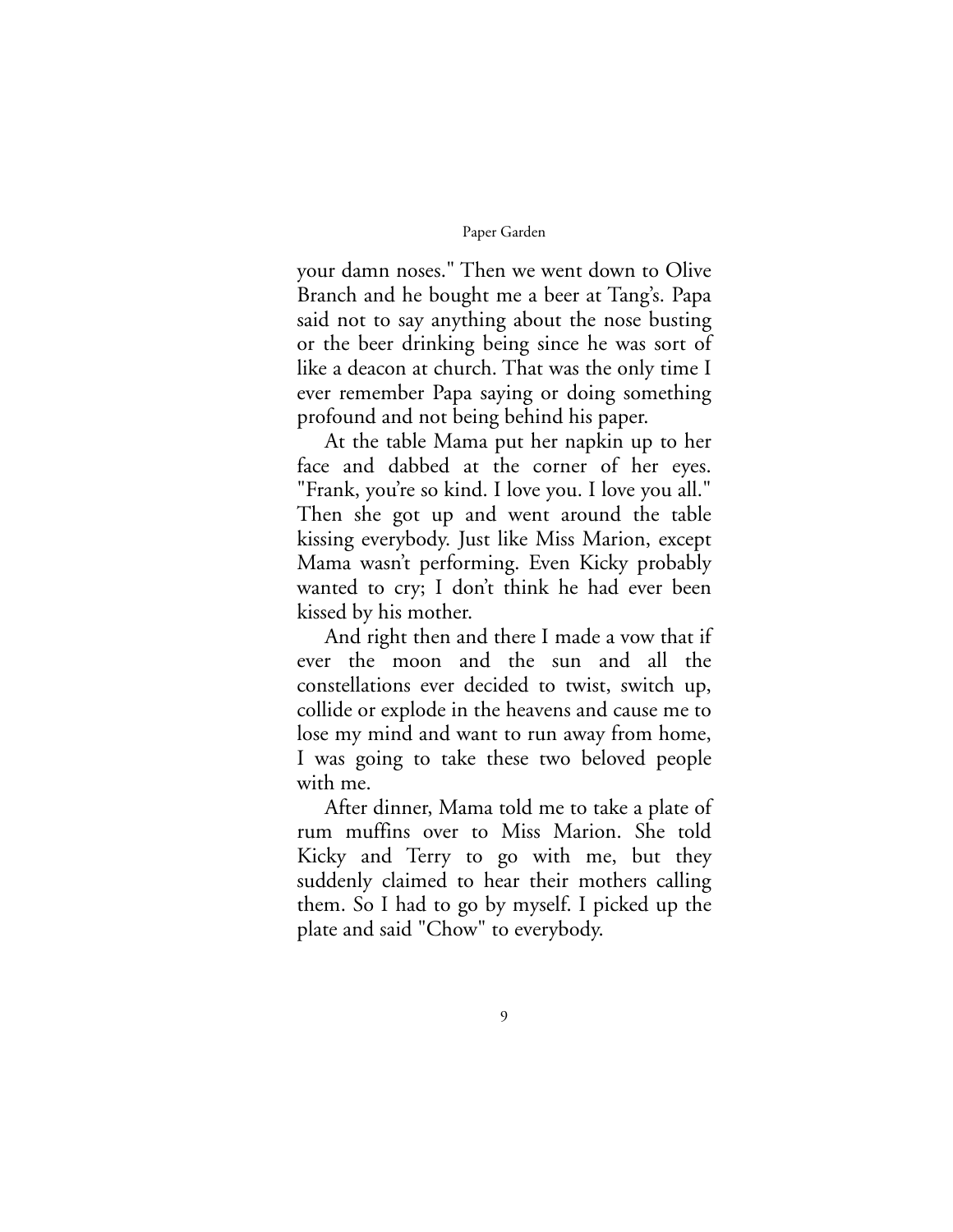your damn noses." Then we went down to Olive Branch and he bought me a beer at Tang's. Papa said not to say anything about the nose busting or the beer drinking being since he was sort of like a deacon at church. That was the only time I ever remember Papa saying or doing something profound and not being behind his paper.

At the table Mama put her napkin up to her face and dabbed at the corner of her eyes. "Frank, you're so kind. I love you. I love you all." Then she got up and went around the table kissing everybody. Just like Miss Marion, except Mama wasn't performing. Even Kicky probably wanted to cry; I don't think he had ever been kissed by his mother.

And right then and there I made a vow that if ever the moon and the sun and all the constellations ever decided to twist, switch up, collide or explode in the heavens and cause me to lose my mind and want to run away from home, I was going to take these two beloved people with me.

After dinner, Mama told me to take a plate of rum muffins over to Miss Marion. She told Kicky and Terry to go with me, but they suddenly claimed to hear their mothers calling them. So I had to go by myself. I picked up the plate and said "Chow" to everybody.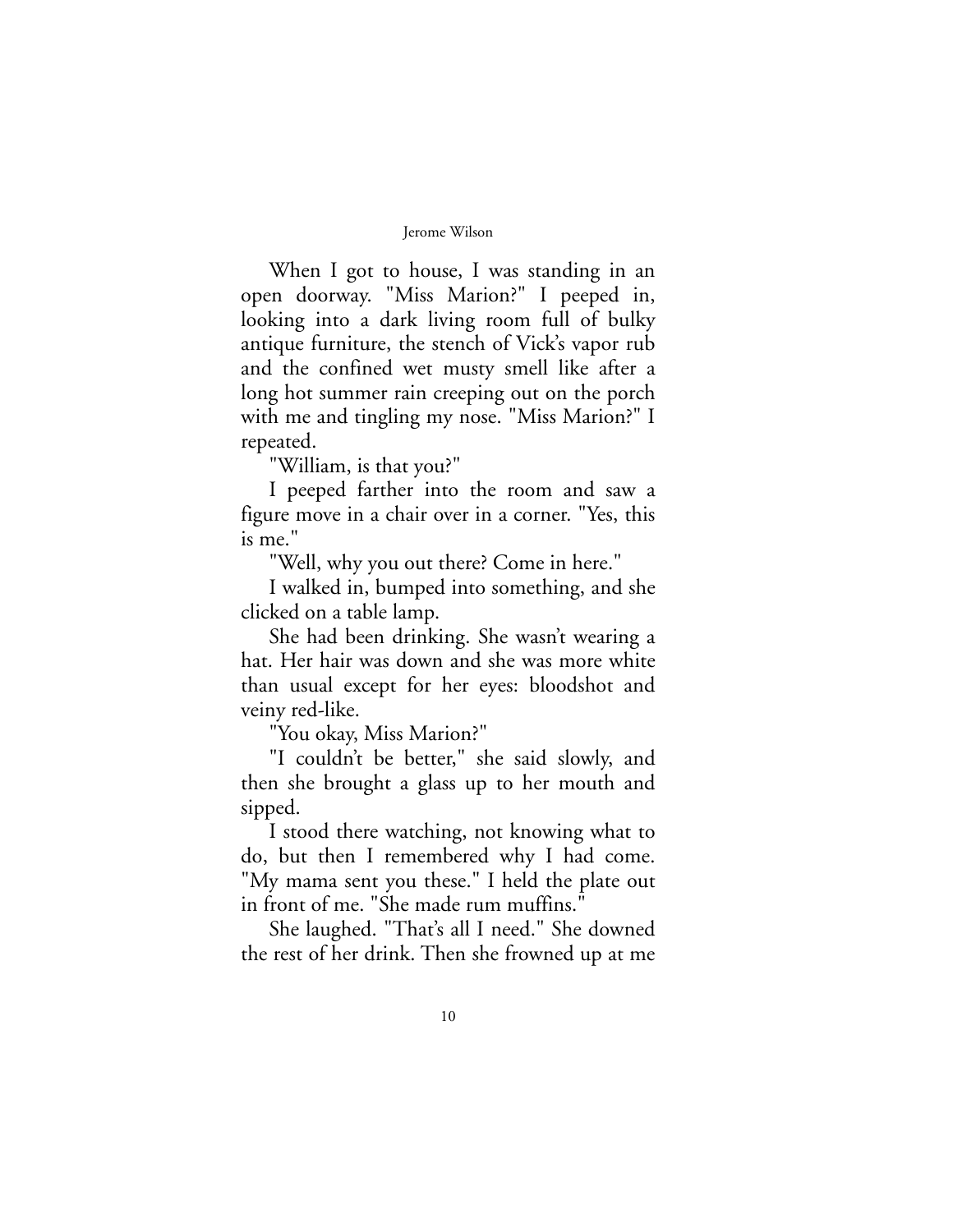When I got to house, I was standing in an open doorway. "Miss Marion?" I peeped in, looking into a dark living room full of bulky antique furniture, the stench of Vick's vapor rub and the confined wet musty smell like after a long hot summer rain creeping out on the porch with me and tingling my nose. "Miss Marion?" I repeated.

"William, is that you?"

I peeped farther into the room and saw a figure move in a chair over in a corner. "Yes, this is me."

"Well, why you out there? Come in here."

I walked in, bumped into something, and she clicked on a table lamp.

She had been drinking. She wasn't wearing a hat. Her hair was down and she was more white than usual except for her eyes: bloodshot and veiny red-like.

"You okay, Miss Marion?"

"I couldn't be better," she said slowly, and then she brought a glass up to her mouth and sipped.

I stood there watching, not knowing what to do, but then I remembered why I had come. "My mama sent you these." I held the plate out in front of me. "She made rum muffins."

She laughed. "That's all I need." She downed the rest of her drink. Then she frowned up at me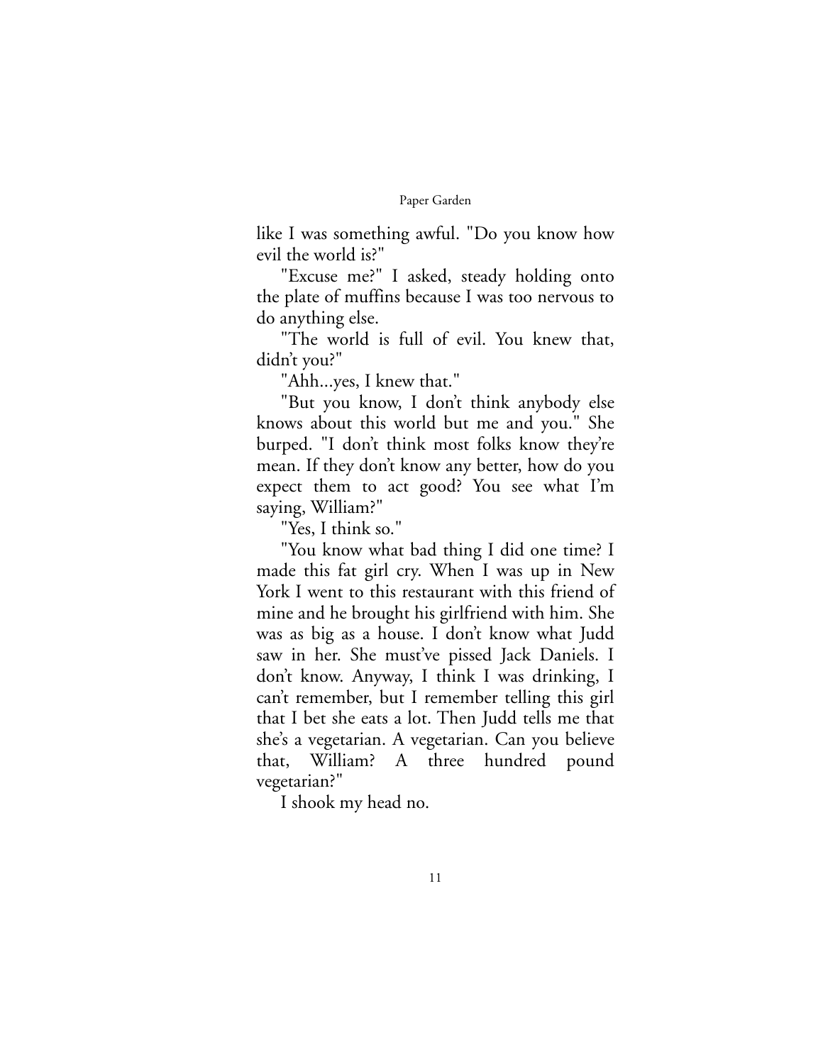like I was something awful. "Do you know how evil the world is?"

"Excuse me?" I asked, steady holding onto the plate of muffins because I was too nervous to do anything else.

"The world is full of evil. You knew that, didn't you?"

"Ahh...yes, I knew that."

"But you know, I don't think anybody else knows about this world but me and you." She burped. "I don't think most folks know they're mean. If they don't know any better, how do you expect them to act good? You see what I'm saying, William?"

"Yes, I think so."

"You know what bad thing I did one time? I made this fat girl cry. When I was up in New York I went to this restaurant with this friend of mine and he brought his girlfriend with him. She was as big as a house. I don't know what Judd saw in her. She must've pissed Jack Daniels. I don't know. Anyway, I think I was drinking, I can't remember, but I remember telling this girl that I bet she eats a lot. Then Judd tells me that she's a vegetarian. A vegetarian. Can you believe that, William? A three hundred pound vegetarian?"

I shook my head no.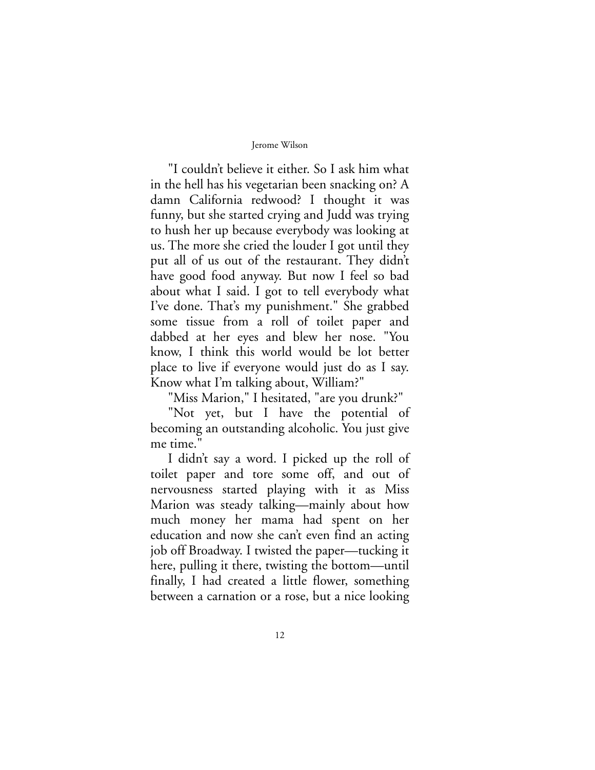"I couldn't believe it either. So I ask him what in the hell has his vegetarian been snacking on? A damn California redwood? I thought it was funny, but she started crying and Judd was trying to hush her up because everybody was looking at us. The more she cried the louder I got until they put all of us out of the restaurant. They didn't have good food anyway. But now I feel so bad about what I said. I got to tell everybody what I've done. That's my punishment." She grabbed some tissue from a roll of toilet paper and dabbed at her eyes and blew her nose. "You know, I think this world would be lot better place to live if everyone would just do as I say. Know what I'm talking about, William?"

"Miss Marion," I hesitated, "are you drunk?"

"Not yet, but I have the potential of becoming an outstanding alcoholic. You just give me time."

I didn't say a word. I picked up the roll of toilet paper and tore some off, and out of nervousness started playing with it as Miss Marion was steady talking—mainly about how much money her mama had spent on her education and now she can't even find an acting job off Broadway. I twisted the paper—tucking it here, pulling it there, twisting the bottom—until finally, I had created a little flower, something between a carnation or a rose, but a nice looking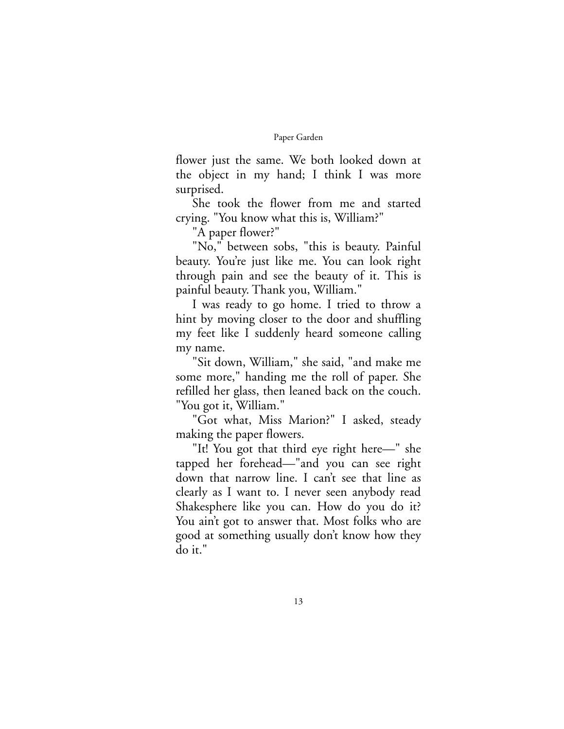flower just the same. We both looked down at the object in my hand; I think I was more surprised.

She took the flower from me and started crying. "You know what this is, William?"

"A paper flower?"

"No," between sobs, "this is beauty. Painful beauty. You're just like me. You can look right through pain and see the beauty of it. This is painful beauty. Thank you, William."

I was ready to go home. I tried to throw a hint by moving closer to the door and shuffling my feet like I suddenly heard someone calling my name.

"Sit down, William," she said, "and make me some more," handing me the roll of paper. She refilled her glass, then leaned back on the couch. "You got it, William."

"Got what, Miss Marion?" I asked, steady making the paper flowers.

"It! You got that third eye right here—" she tapped her forehead—"and you can see right down that narrow line. I can't see that line as clearly as I want to. I never seen anybody read Shakesphere like you can. How do you do it? You ain't got to answer that. Most folks who are good at something usually don't know how they do it."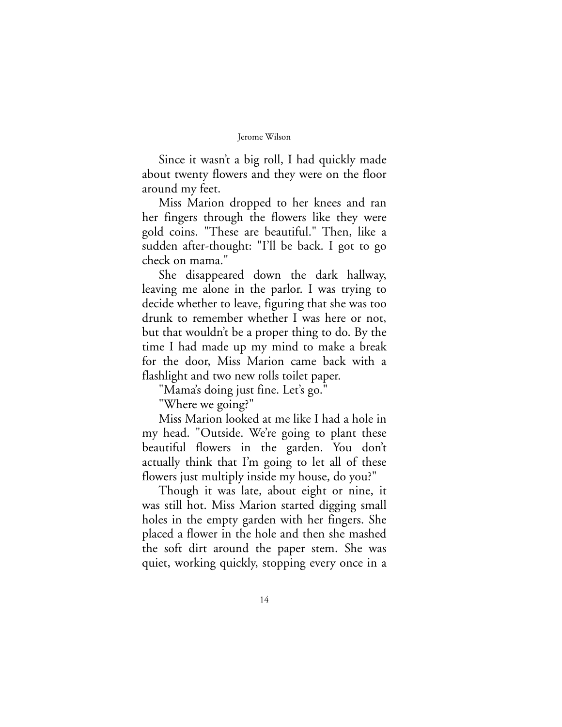Since it wasn't a big roll, I had quickly made about twenty flowers and they were on the floor around my feet.

Miss Marion dropped to her knees and ran her fingers through the flowers like they were gold coins. "These are beautiful." Then, like a sudden after-thought: "I'll be back. I got to go check on mama."

She disappeared down the dark hallway, leaving me alone in the parlor. I was trying to decide whether to leave, figuring that she was too drunk to remember whether I was here or not, but that wouldn't be a proper thing to do. By the time I had made up my mind to make a break for the door, Miss Marion came back with a flashlight and two new rolls toilet paper.

"Mama's doing just fine. Let's go."

"Where we going?"

Miss Marion looked at me like I had a hole in my head. "Outside. We're going to plant these beautiful flowers in the garden. You don't actually think that I'm going to let all of these flowers just multiply inside my house, do you?"

Though it was late, about eight or nine, it was still hot. Miss Marion started digging small holes in the empty garden with her fingers. She placed a flower in the hole and then she mashed the soft dirt around the paper stem. She was quiet, working quickly, stopping every once in a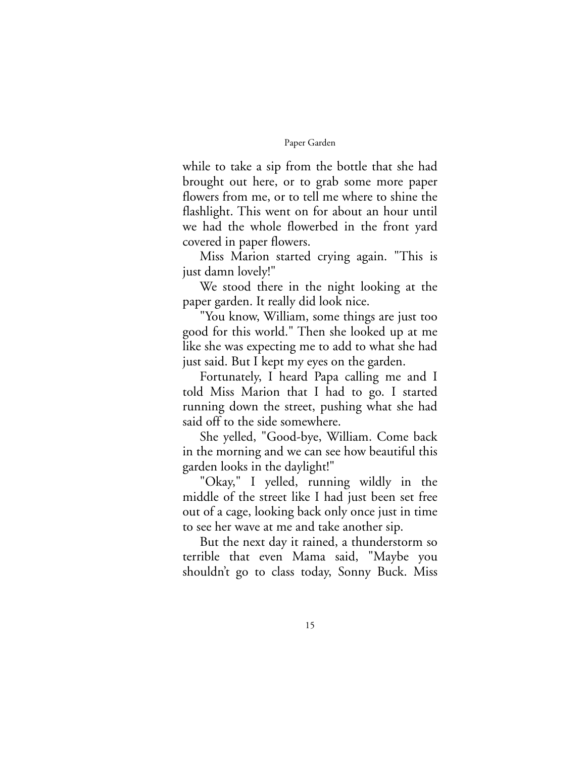while to take a sip from the bottle that she had brought out here, or to grab some more paper flowers from me, or to tell me where to shine the flashlight. This went on for about an hour until we had the whole flowerbed in the front yard covered in paper flowers.

Miss Marion started crying again. "This is just damn lovely!"

We stood there in the night looking at the paper garden. It really did look nice.

"You know, William, some things are just too good for this world." Then she looked up at me like she was expecting me to add to what she had just said. But I kept my eyes on the garden.

Fortunately, I heard Papa calling me and I told Miss Marion that I had to go. I started running down the street, pushing what she had said off to the side somewhere.

She yelled, "Good-bye, William. Come back in the morning and we can see how beautiful this garden looks in the daylight!"

"Okay," I yelled, running wildly in the middle of the street like I had just been set free out of a cage, looking back only once just in time to see her wave at me and take another sip.

But the next day it rained, a thunderstorm so terrible that even Mama said, "Maybe you shouldn't go to class today, Sonny Buck. Miss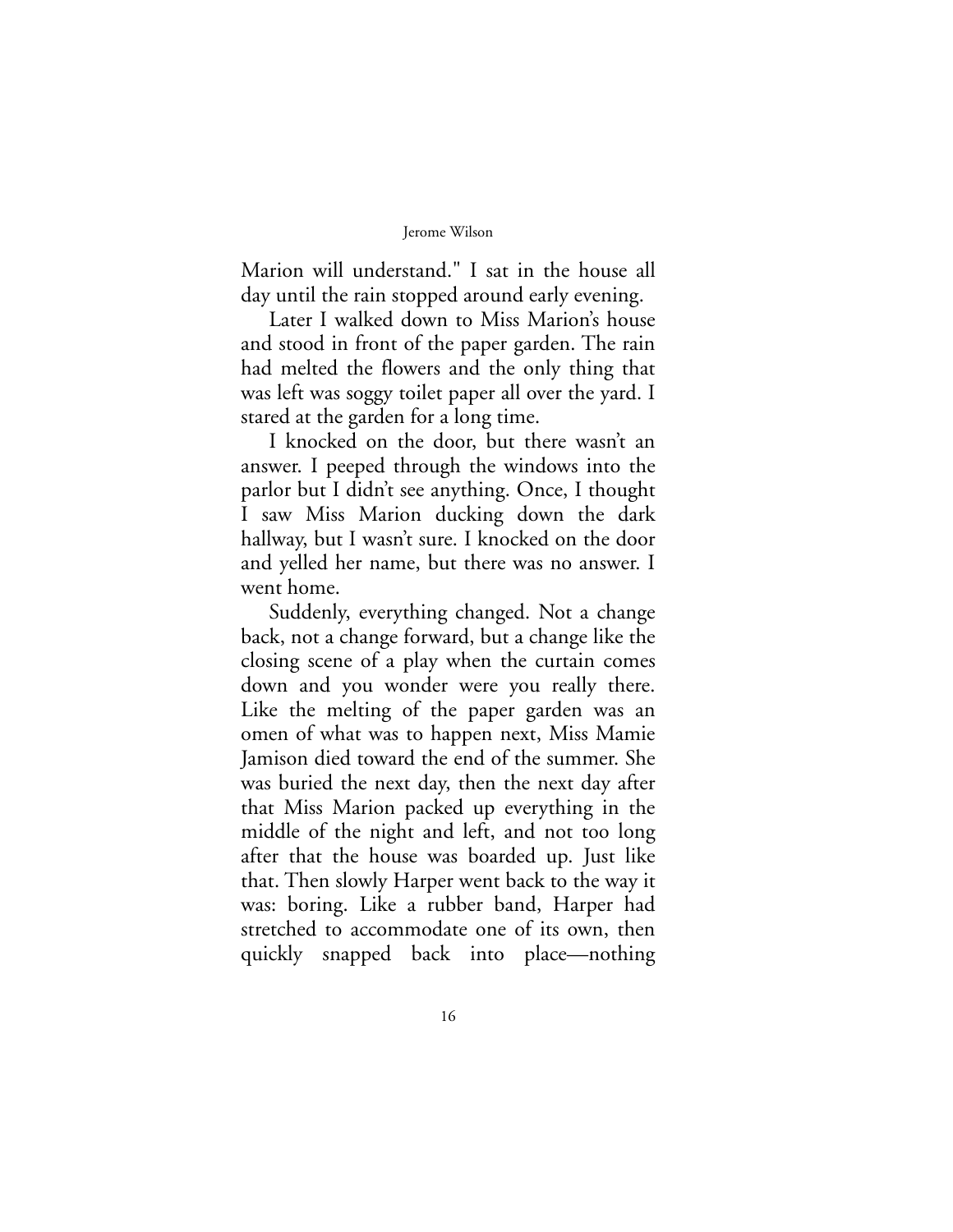Marion will understand." I sat in the house all day until the rain stopped around early evening.

Later I walked down to Miss Marion's house and stood in front of the paper garden. The rain had melted the flowers and the only thing that was left was soggy toilet paper all over the yard. I stared at the garden for a long time.

I knocked on the door, but there wasn't an answer. I peeped through the windows into the parlor but I didn't see anything. Once, I thought I saw Miss Marion ducking down the dark hallway, but I wasn't sure. I knocked on the door and yelled her name, but there was no answer. I went home.

Suddenly, everything changed. Not a change back, not a change forward, but a change like the closing scene of a play when the curtain comes down and you wonder were you really there. Like the melting of the paper garden was an omen of what was to happen next, Miss Mamie Jamison died toward the end of the summer. She was buried the next day, then the next day after that Miss Marion packed up everything in the middle of the night and left, and not too long after that the house was boarded up. Just like that. Then slowly Harper went back to the way it was: boring. Like a rubber band, Harper had stretched to accommodate one of its own, then quickly snapped back into place—nothing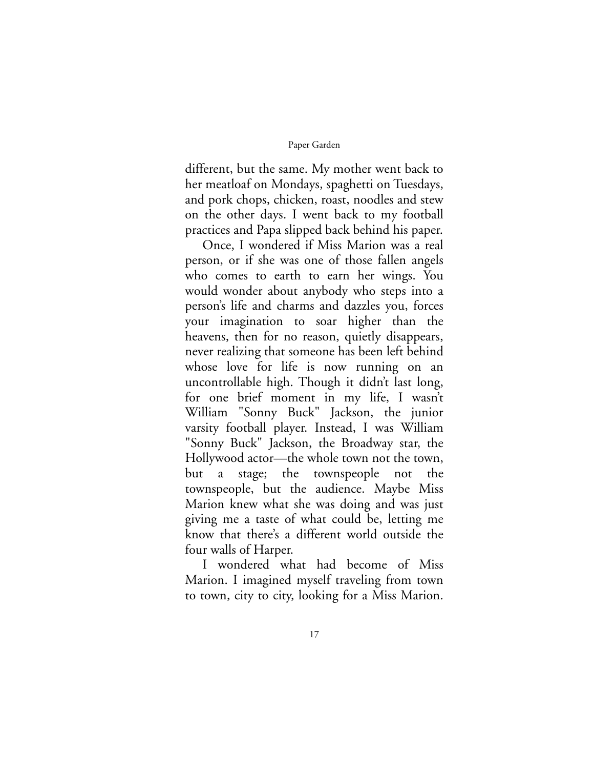different, but the same. My mother went back to her meatloaf on Mondays, spaghetti on Tuesdays, and pork chops, chicken, roast, noodles and stew on the other days. I went back to my football practices and Papa slipped back behind his paper.

Once, I wondered if Miss Marion was a real person, or if she was one of those fallen angels who comes to earth to earn her wings. You would wonder about anybody who steps into a person's life and charms and dazzles you, forces your imagination to soar higher than the heavens, then for no reason, quietly disappears, never realizing that someone has been left behind whose love for life is now running on an uncontrollable high. Though it didn't last long, for one brief moment in my life, I wasn't William "Sonny Buck" Jackson, the junior varsity football player. Instead, I was William "Sonny Buck" Jackson, the Broadway star, the Hollywood actor—the whole town not the town, but a stage; the townspeople not the townspeople, but the audience. Maybe Miss Marion knew what she was doing and was just giving me a taste of what could be, letting me know that there's a different world outside the four walls of Harper.

I wondered what had become of Miss Marion. I imagined myself traveling from town to town, city to city, looking for a Miss Marion.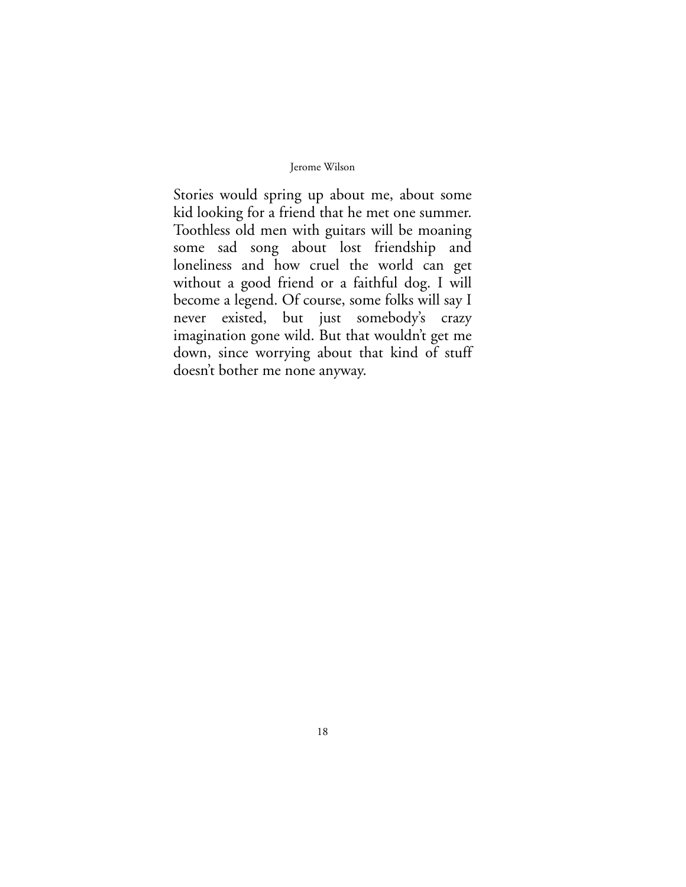Stories would spring up about me, about some kid looking for a friend that he met one summer. Toothless old men with guitars will be moaning some sad song about lost friendship and loneliness and how cruel the world can get without a good friend or a faithful dog. I will become a legend. Of course, some folks will say I never existed, but just somebody's crazy imagination gone wild. But that wouldn't get me down, since worrying about that kind of stuff doesn't bother me none anyway.